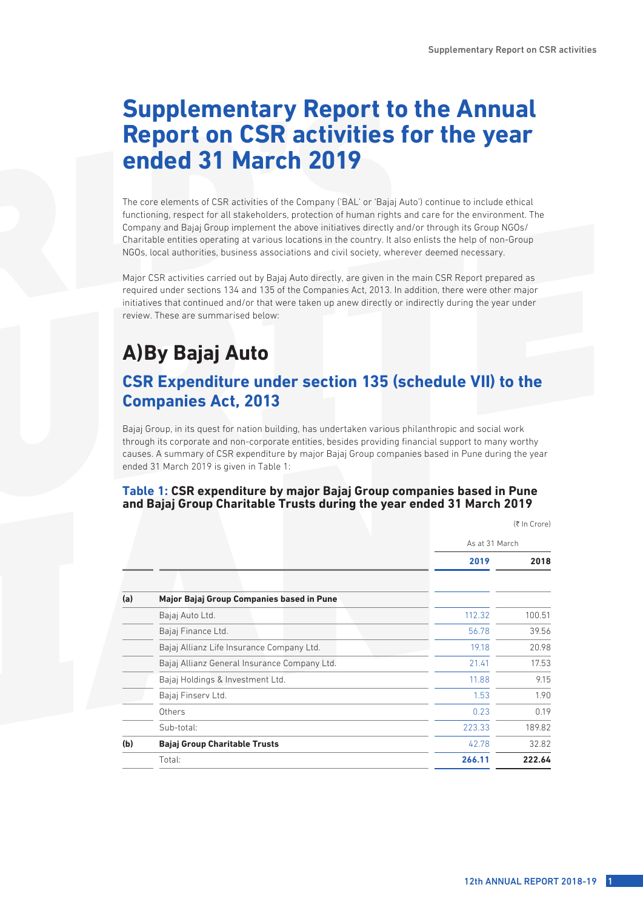# Supplementary Report to the Annual Report on CSR activities for the year ended 31 March 2019

The core elements of CSR activities of the Company ('BAL' or 'Bajaj Auto') continue to include ethical functioning, respect for all stakeholders, protection of human rights and care for the environment. The Company and Bajaj Group implement the above initiatives directly and/or through its Group NGOs/ Charitable entities operating at various locations in the country. It also enlists the help of non-Group NGOs, local authorities, business associations and civil society, wherever deemed necessary.

Major CSR activities carried out by Bajaj Auto directly, are given in the main CSR Report prepared as required under sections 134 and 135 of the Companies Act, 2013. In addition, there were other major initiatives that continued and/or that were taken up anew directly or indirectly during the year under review. These are summarised below:

# A) By Bajaj Auto

## CSR Expenditure under section 135 (schedule VII) to the Companies Act, 2013

Bajaj Group, in its quest for nation building, has undertaken various philanthropic and social work through its corporate and non-corporate entities, besides providing financial support to many worthy causes. A summary of CSR expenditure by major Bajaj Group companies based in Pune during the year ended 31 March 2019 is given in Table 1:

### Table 1: CSR expenditure by major Bajaj Group companies based in Pune and Bajaj Group Charitable Trusts during the year ended 31 March 2019

(₹ In Crore)

| | | As at 31 March | |
|---|---|---|---|
| | | **2019** | **2018** |
| **(a)** | **Major Bajaj Group Companies based in Pune** | | |
| | Bajaj Auto Ltd. | 112.32 | 100.51 |
| | Bajaj Finance Ltd. | 56.78 | 39.56 |
| | Bajaj Allianz Life Insurance Company Ltd. | 19.18 | 20.98 |
| | Bajaj Allianz General Insurance Company Ltd. | 21.41 | 17.53 |
| | Bajaj Holdings & Investment Ltd. | 11.88 | 9.15 |
| | Bajaj Finserv Ltd. | 1.53 | 1.90 |
| | Others | 0.23 | 0.19 |
| | Sub-total: | 223.33 | 189.82 |
| **(b)** | **Bajaj Group Charitable Trusts** | 42.78 | 32.82 |
| | Total: | **266.11** | **222.64** |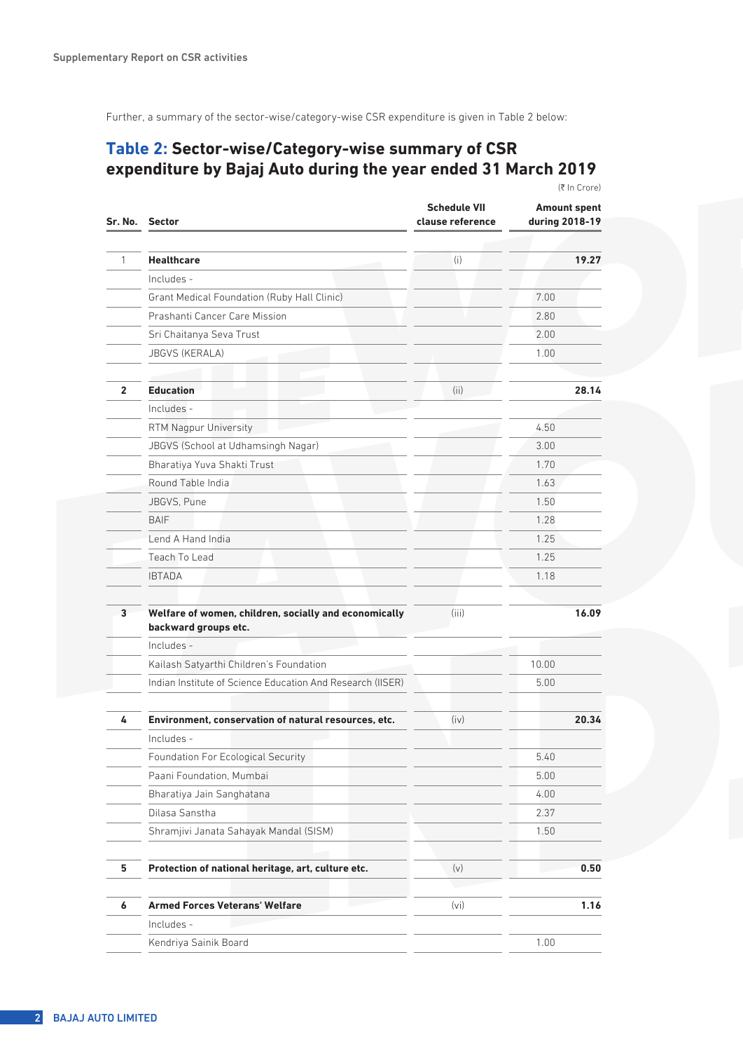Further, a summary of the sector-wise/category-wise CSR expenditure is given in Table 2 below:

## Table 2: Sector-wise/Category-wise summary of CSR expenditure by Bajaj Auto during the year ended 31 March 2019

(₹ In Crore)

| Sr. No. | Sector | Schedule VII clause reference | | Amount spent during 2018-19 |
|---|---|---|---|---|
| 1 | **Healthcare** | (i) | | **19.27** |
| | Includes - | | | |
| | Grant Medical Foundation (Ruby Hall Clinic) | | 7.00 | |
| | Prashanti Cancer Care Mission | | 2.80 | |
| | Sri Chaitanya Seva Trust | | 2.00 | |
| | JBGVS (KERALA) | | 1.00 | |
| 2 | **Education** | (ii) | | **28.14** |
| | Includes - | | | |
| | RTM Nagpur University | | 4.50 | |
| | JBGVS (School at Udhamsingh Nagar) | | 3.00 | |
| | Bharatiya Yuva Shakti Trust | | 1.70 | |
| | Round Table India | | 1.63 | |
| | JBGVS, Pune | | 1.50 | |
| | BAIF | | 1.28 | |
| | Lend A Hand India | | 1.25 | |
| | Teach To Lead | | 1.25 | |
| | IBTADA | | 1.18 | |
| 3 | **Welfare of women, children, socially and economically backward groups etc.** | (iii) | | **16.09** |
| | Includes - | | | |
| | Kailash Satyarthi Children's Foundation | | 10.00 | |
| | Indian Institute of Science Education And Research (IISER) | | 5.00 | |
| 4 | **Environment, conservation of natural resources, etc.** | (iv) | | **20.34** |
| | Includes - | | | |
| | Foundation For Ecological Security | | 5.40 | |
| | Paani Foundation, Mumbai | | 5.00 | |
| | Bharatiya Jain Sanghatana | | 4.00 | |
| | Dilasa Sanstha | | 2.37 | |
| | Shramjivi Janata Sahayak Mandal (SISM) | | 1.50 | |
| 5 | **Protection of national heritage, art, culture etc.** | (v) | | **0.50** |
| 6 | **Armed Forces Veterans' Welfare** | (vi) | | **1.16** |
| | Includes - | | | |
| | Kendriya Sainik Board | | 1.00 | |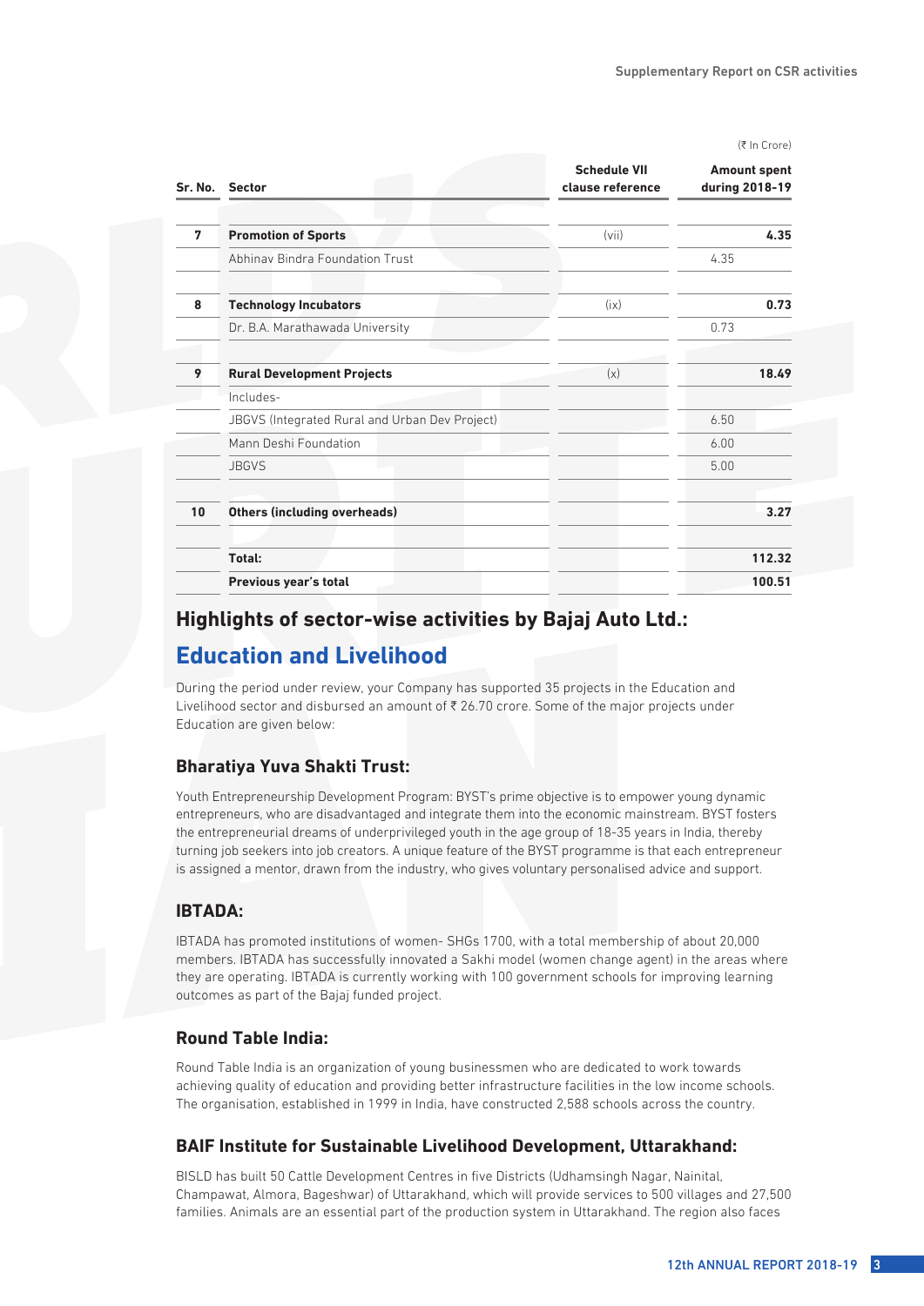(₹ In Crore)

| Sr. No. | Sector | Schedule VII clause reference | Amount spent during 2018-19 | |
|---|---|---|---|---|
| 7 | **Promotion of Sports** | (vii) | | **4.35** |
| | Abhinav Bindra Foundation Trust | | 4.35 | |
| 8 | **Technology Incubators** | (ix) | | **0.73** |
| | Dr. B.A. Marathawada University | | 0.73 | |
| 9 | **Rural Development Projects** | (x) | | **18.49** |
| | Includes- | | | |
| | JBGVS (Integrated Rural and Urban Dev Project) | | 6.50 | |
| | Mann Deshi Foundation | | 6.00 | |
| | JBGVS | | 5.00 | |
| 10 | **Others (including overheads)** | | | **3.27** |
| | **Total:** | | | **112.32** |
| | **Previous year's total** | | | **100.51** |

## Highlights of sector-wise activities by Bajaj Auto Ltd.:

## Education and Livelihood

During the period under review, your Company has supported 35 projects in the Education and Livelihood sector and disbursed an amount of ₹ 26.70 crore. Some of the major projects under Education are given below:

### Bharatiya Yuva Shakti Trust:

Youth Entrepreneurship Development Program: BYST's prime objective is to empower young dynamic entrepreneurs, who are disadvantaged and integrate them into the economic mainstream. BYST fosters the entrepreneurial dreams of underprivileged youth in the age group of 18-35 years in India, thereby turning job seekers into job creators. A unique feature of the BYST programme is that each entrepreneur is assigned a mentor, drawn from the industry, who gives voluntary personalised advice and support.

### IBTADA:

IBTADA has promoted institutions of women- SHGs 1700, with a total membership of about 20,000 members. IBTADA has successfully innovated a Sakhi model (women change agent) in the areas where they are operating. IBTADA is currently working with 100 government schools for improving learning outcomes as part of the Bajaj funded project.

### Round Table India:

Round Table India is an organization of young businessmen who are dedicated to work towards achieving quality of education and providing better infrastructure facilities in the low income schools. The organisation, established in 1999 in India, have constructed 2,588 schools across the country.

### BAIF Institute for Sustainable Livelihood Development, Uttarakhand:

BISLD has built 50 Cattle Development Centres in five Districts (Udhamsingh Nagar, Nainital, Champawat, Almora, Bageshwar) of Uttarakhand, which will provide services to 500 villages and 27,500 families. Animals are an essential part of the production system in Uttarakhand. The region also faces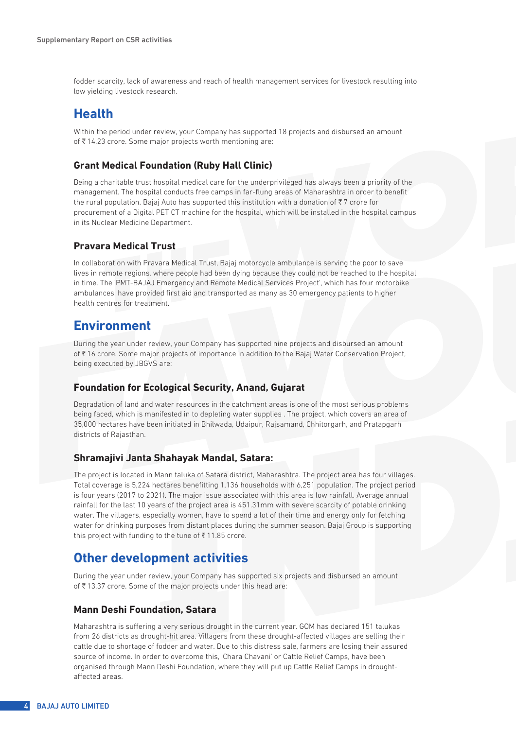fodder scarcity, lack of awareness and reach of health management services for livestock resulting into low yielding livestock research.

## Health

Within the period under review, your Company has supported 18 projects and disbursed an amount of ₹ 14.23 crore. Some major projects worth mentioning are:

### Grant Medical Foundation (Ruby Hall Clinic)

Being a charitable trust hospital medical care for the underprivileged has always been a priority of the management. The hospital conducts free camps in far-flung areas of Maharashtra in order to benefit the rural population. Bajaj Auto has supported this institution with a donation of ₹ 7 crore for procurement of a Digital PET CT machine for the hospital, which will be installed in the hospital campus in its Nuclear Medicine Department.

### Pravara Medical Trust

In collaboration with Pravara Medical Trust, Bajaj motorcycle ambulance is serving the poor to save lives in remote regions, where people had been dying because they could not be reached to the hospital in time. The 'PMT-BAJAJ Emergency and Remote Medical Services Project', which has four motorbike ambulances, have provided first aid and transported as many as 30 emergency patients to higher health centres for treatment.

## Environment

During the year under review, your Company has supported nine projects and disbursed an amount of ₹ 16 crore. Some major projects of importance in addition to the Bajaj Water Conservation Project, being executed by JBGVS are:

### Foundation for Ecological Security, Anand, Gujarat

Degradation of land and water resources in the catchment areas is one of the most serious problems being faced, which is manifested in to depleting water supplies . The project, which covers an area of 35,000 hectares have been initiated in Bhilwada, Udaipur, Rajsamand, Chhitorgarh, and Pratapgarh districts of Rajasthan.

### Shramajivi Janta Shahayak Mandal, Satara:

The project is located in Mann taluka of Satara district, Maharashtra. The project area has four villages. Total coverage is 5,224 hectares benefitting 1,136 households with 6,251 population. The project period is four years (2017 to 2021). The major issue associated with this area is low rainfall. Average annual rainfall for the last 10 years of the project area is 451.31mm with severe scarcity of potable drinking water. The villagers, especially women, have to spend a lot of their time and energy only for fetching water for drinking purposes from distant places during the summer season. Bajaj Group is supporting this project with funding to the tune of ₹ 11.85 crore.

## Other development activities

During the year under review, your Company has supported six projects and disbursed an amount of ₹ 13.37 crore. Some of the major projects under this head are:

### Mann Deshi Foundation, Satara

Maharashtra is suffering a very serious drought in the current year. GOM has declared 151 talukas from 26 districts as drought-hit area. Villagers from these drought-affected villages are selling their cattle due to shortage of fodder and water. Due to this distress sale, farmers are losing their assured source of income. In order to overcome this, 'Chara Chavani' or Cattle Relief Camps, have been organised through Mann Deshi Foundation, where they will put up Cattle Relief Camps in drought-affected areas.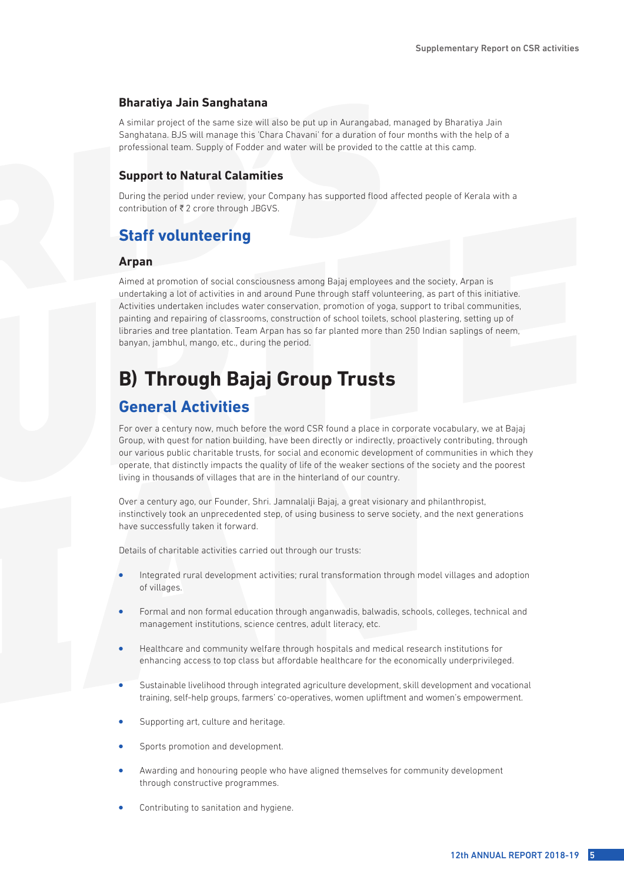### Bharatiya Jain Sanghatana

A similar project of the same size will also be put up in Aurangabad, managed by Bharatiya Jain Sanghatana. BJS will manage this 'Chara Chavani' for a duration of four months with the help of a professional team. Supply of Fodder and water will be provided to the cattle at this camp.

### Support to Natural Calamities

During the period under review, your Company has supported flood affected people of Kerala with a contribution of ₹ 2 crore through JBGVS.

## Staff volunteering

### Arpan

Aimed at promotion of social consciousness among Bajaj employees and the society, Arpan is undertaking a lot of activities in and around Pune through staff volunteering, as part of this initiative. Activities undertaken includes water conservation, promotion of yoga, support to tribal communities, painting and repairing of classrooms, construction of school toilets, school plastering, setting up of libraries and tree plantation. Team Arpan has so far planted more than 250 Indian saplings of neem, banyan, jambhul, mango, etc., during the period.

# B) Through Bajaj Group Trusts

## General Activities

For over a century now, much before the word CSR found a place in corporate vocabulary, we at Bajaj Group, with quest for nation building, have been directly or indirectly, proactively contributing, through our various public charitable trusts, for social and economic development of communities in which they operate, that distinctly impacts the quality of life of the weaker sections of the society and the poorest living in thousands of villages that are in the hinterland of our country.

Over a century ago, our Founder, Shri. Jamnalalji Bajaj, a great visionary and philanthropist, instinctively took an unprecedented step, of using business to serve society, and the next generations have successfully taken it forward.

Details of charitable activities carried out through our trusts:

- Integrated rural development activities; rural transformation through model villages and adoption of villages.
- Formal and non formal education through anganwadis, balwadis, schools, colleges, technical and management institutions, science centres, adult literacy, etc.
- Healthcare and community welfare through hospitals and medical research institutions for enhancing access to top class but affordable healthcare for the economically underprivileged.
- Sustainable livelihood through integrated agriculture development, skill development and vocational training, self-help groups, farmers' co-operatives, women upliftment and women's empowerment.
- Supporting art, culture and heritage.
- Sports promotion and development.
- Awarding and honouring people who have aligned themselves for community development through constructive programmes.
- Contributing to sanitation and hygiene.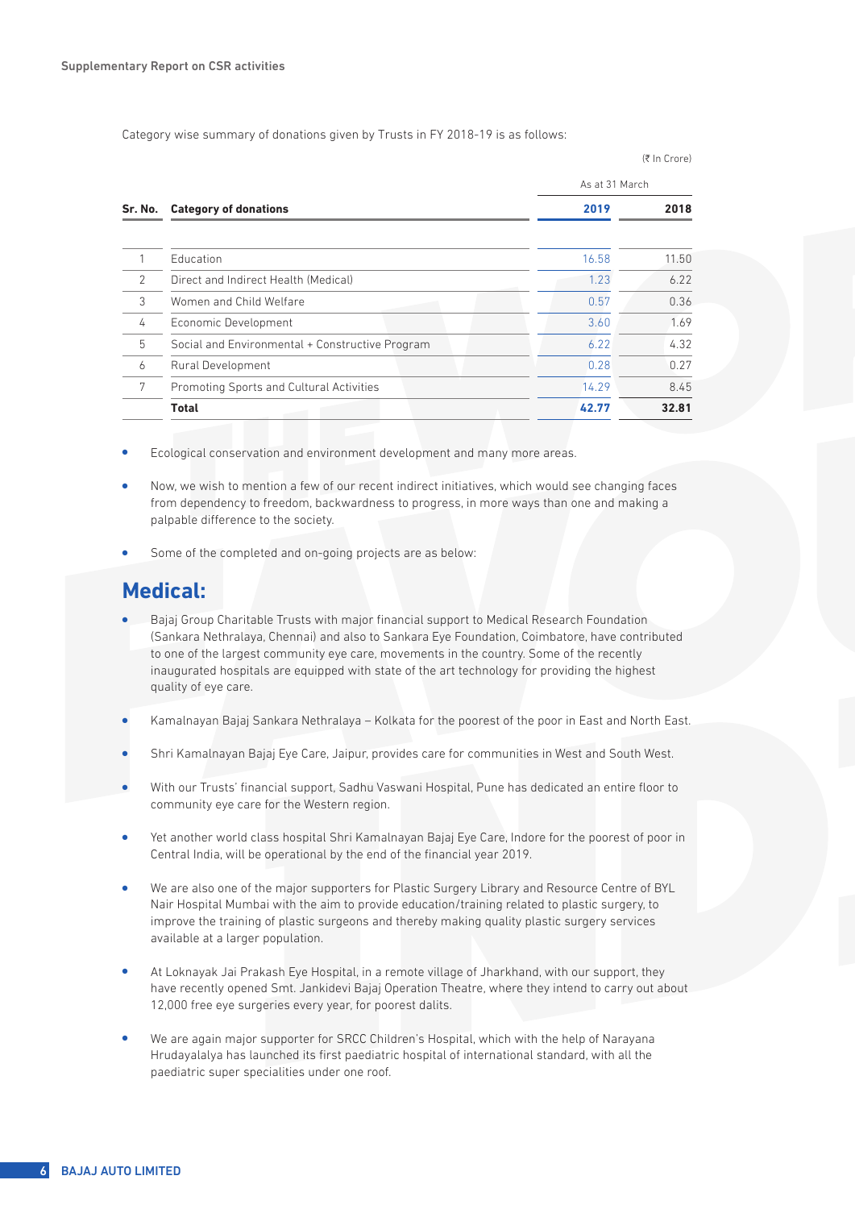Supplementary Report on CSR activities

Category wise summary of donations given by Trusts in FY 2018-19 is as follows:

(₹ In Crore)

| Sr. No. | Category of donations | As at 31 March | |
|---|---|---|---|
| | | **2019** | **2018** |
| 1 | Education | 16.58 | 11.50 |
| 2 | Direct and Indirect Health (Medical) | 1.23 | 6.22 |
| 3 | Women and Child Welfare | 0.57 | 0.36 |
| 4 | Economic Development | 3.60 | 1.69 |
| 5 | Social and Environmental + Constructive Program | 6.22 | 4.32 |
| 6 | Rural Development | 0.28 | 0.27 |
| 7 | Promoting Sports and Cultural Activities | 14.29 | 8.45 |
| | **Total** | **42.77** | **32.81** |

- Ecological conservation and environment development and many more areas.
- Now, we wish to mention a few of our recent indirect initiatives, which would see changing faces from dependency to freedom, backwardness to progress, in more ways than one and making a palpable difference to the society.
- Some of the completed and on-going projects are as below:

## Medical:

- Bajaj Group Charitable Trusts with major financial support to Medical Research Foundation (Sankara Nethralaya, Chennai) and also to Sankara Eye Foundation, Coimbatore, have contributed to one of the largest community eye care, movements in the country. Some of the recently inaugurated hospitals are equipped with state of the art technology for providing the highest quality of eye care.
- Kamalnayan Bajaj Sankara Nethralaya – Kolkata for the poorest of the poor in East and North East.
- Shri Kamalnayan Bajaj Eye Care, Jaipur, provides care for communities in West and South West.
- With our Trusts' financial support, Sadhu Vaswani Hospital, Pune has dedicated an entire floor to community eye care for the Western region.
- Yet another world class hospital Shri Kamalnayan Bajaj Eye Care, Indore for the poorest of poor in Central India, will be operational by the end of the financial year 2019.
- We are also one of the major supporters for Plastic Surgery Library and Resource Centre of BYL Nair Hospital Mumbai with the aim to provide education/training related to plastic surgery, to improve the training of plastic surgeons and thereby making quality plastic surgery services available at a larger population.
- At Loknayak Jai Prakash Eye Hospital, in a remote village of Jharkhand, with our support, they have recently opened Smt. Jankidevi Bajaj Operation Theatre, where they intend to carry out about 12,000 free eye surgeries every year, for poorest dalits.
- We are again major supporter for SRCC Children's Hospital, which with the help of Narayana Hrudayalalya has launched its first paediatric hospital of international standard, with all the paediatric super specialities under one roof.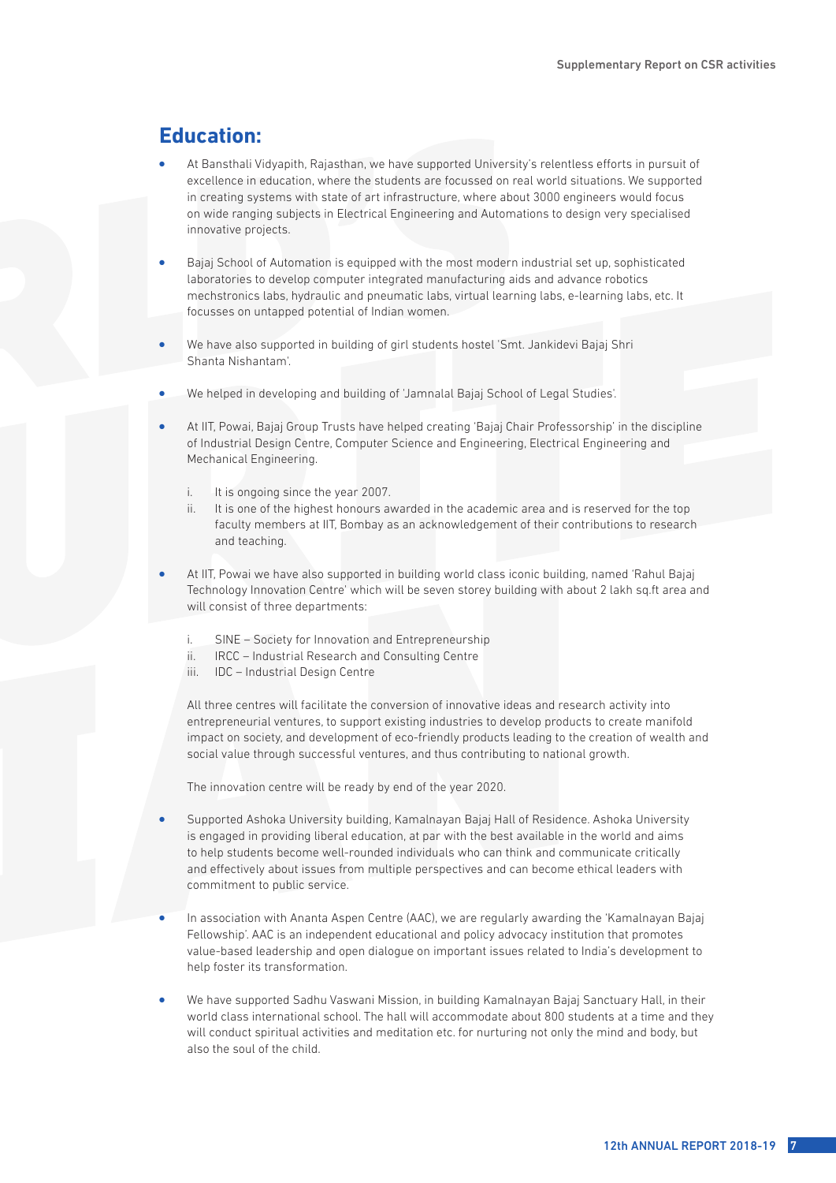# Education:

- At Bansthali Vidyapith, Rajasthan, we have supported University's relentless efforts in pursuit of excellence in education, where the students are focussed on real world situations. We supported in creating systems with state of art infrastructure, where about 3000 engineers would focus on wide ranging subjects in Electrical Engineering and Automations to design very specialised innovative projects.

- Bajaj School of Automation is equipped with the most modern industrial set up, sophisticated laboratories to develop computer integrated manufacturing aids and advance robotics mechstronics labs, hydraulic and pneumatic labs, virtual learning labs, e-learning labs, etc. It focusses on untapped potential of Indian women.

- We have also supported in building of girl students hostel 'Smt. Jankidevi Bajaj Shri Shanta Nishantam'.

- We helped in developing and building of 'Jamnalal Bajaj School of Legal Studies'.

- At IIT, Powai, Bajaj Group Trusts have helped creating 'Bajaj Chair Professorship' in the discipline of Industrial Design Centre, Computer Science and Engineering, Electrical Engineering and Mechanical Engineering.

  i. It is ongoing since the year 2007.
  ii. It is one of the highest honours awarded in the academic area and is reserved for the top faculty members at IIT, Bombay as an acknowledgement of their contributions to research and teaching.

- At IIT, Powai we have also supported in building world class iconic building, named 'Rahul Bajaj Technology Innovation Centre' which will be seven storey building with about 2 lakh sq.ft area and will consist of three departments:

  i. SINE – Society for Innovation and Entrepreneurship
  ii. IRCC – Industrial Research and Consulting Centre
  iii. IDC – Industrial Design Centre

  All three centres will facilitate the conversion of innovative ideas and research activity into entrepreneurial ventures, to support existing industries to develop products to create manifold impact on society, and development of eco-friendly products leading to the creation of wealth and social value through successful ventures, and thus contributing to national growth.

  The innovation centre will be ready by end of the year 2020.

- Supported Ashoka University building, Kamalnayan Bajaj Hall of Residence. Ashoka University is engaged in providing liberal education, at par with the best available in the world and aims to help students become well-rounded individuals who can think and communicate critically and effectively about issues from multiple perspectives and can become ethical leaders with commitment to public service.

- In association with Ananta Aspen Centre (AAC), we are regularly awarding the 'Kamalnayan Bajaj Fellowship'. AAC is an independent educational and policy advocacy institution that promotes value-based leadership and open dialogue on important issues related to India's development to help foster its transformation.

- We have supported Sadhu Vaswani Mission, in building Kamalnayan Bajaj Sanctuary Hall, in their world class international school. The hall will accommodate about 800 students at a time and they will conduct spiritual activities and meditation etc. for nurturing not only the mind and body, but also the soul of the child.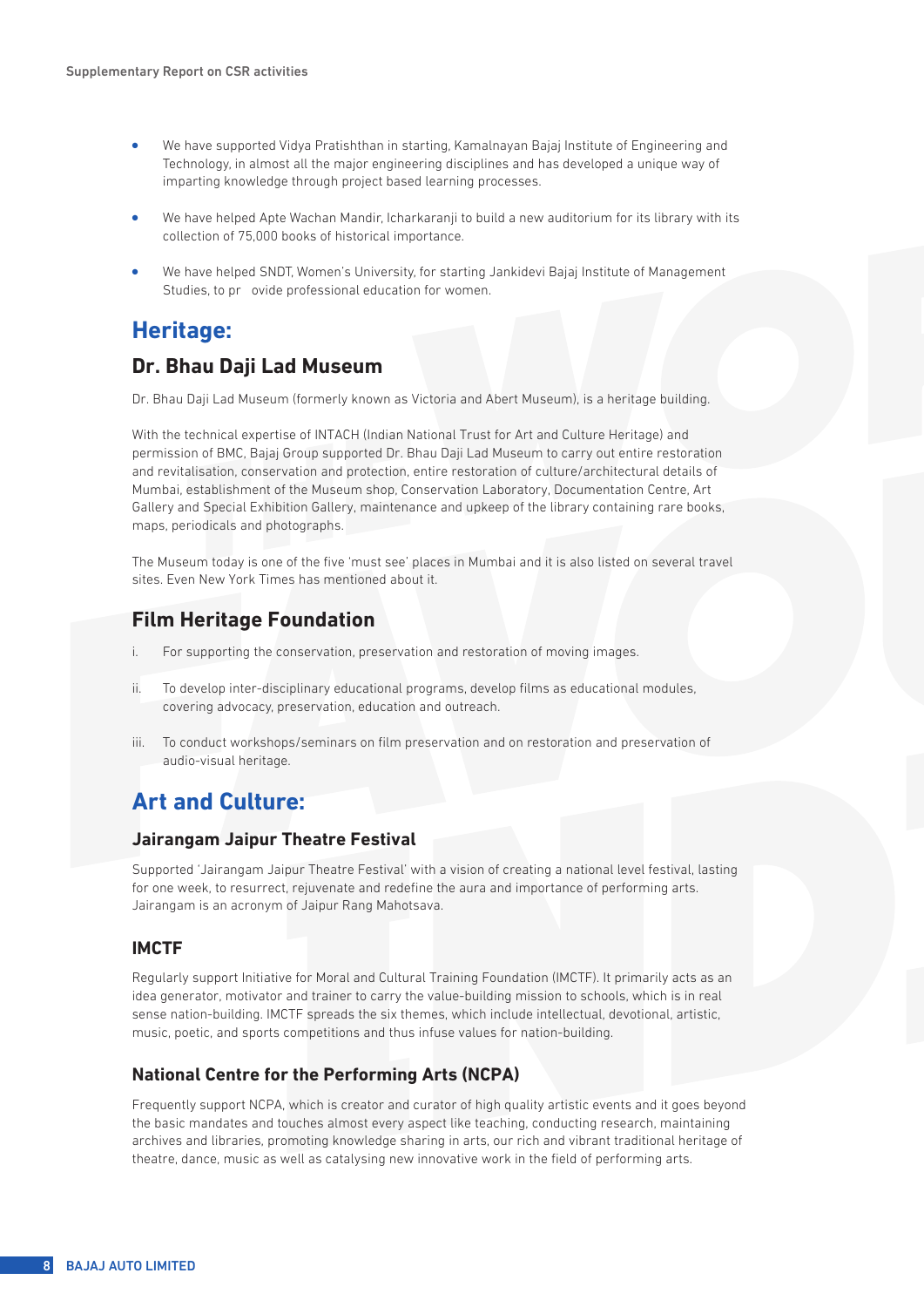- We have supported Vidya Pratishthan in starting, Kamalnayan Bajaj Institute of Engineering and Technology, in almost all the major engineering disciplines and has developed a unique way of imparting knowledge through project based learning processes.
- We have helped Apte Wachan Mandir, Icharkaranji to build a new auditorium for its library with its collection of 75,000 books of historical importance.
- We have helped SNDT, Women's University, for starting Jankidevi Bajaj Institute of Management Studies, to pr ovide professional education for women.

# Heritage:

## Dr. Bhau Daji Lad Museum

Dr. Bhau Daji Lad Museum (formerly known as Victoria and Abert Museum), is a heritage building.

With the technical expertise of INTACH (Indian National Trust for Art and Culture Heritage) and permission of BMC, Bajaj Group supported Dr. Bhau Daji Lad Museum to carry out entire restoration and revitalisation, conservation and protection, entire restoration of culture/architectural details of Mumbai, establishment of the Museum shop, Conservation Laboratory, Documentation Centre, Art Gallery and Special Exhibition Gallery, maintenance and upkeep of the library containing rare books, maps, periodicals and photographs.

The Museum today is one of the five 'must see' places in Mumbai and it is also listed on several travel sites. Even New York Times has mentioned about it.

## Film Heritage Foundation

i. For supporting the conservation, preservation and restoration of moving images.

ii. To develop inter-disciplinary educational programs, develop films as educational modules, covering advocacy, preservation, education and outreach.

iii. To conduct workshops/seminars on film preservation and on restoration and preservation of audio-visual heritage.

# Art and Culture:

### Jairangam Jaipur Theatre Festival

Supported 'Jairangam Jaipur Theatre Festival' with a vision of creating a national level festival, lasting for one week, to resurrect, rejuvenate and redefine the aura and importance of performing arts. Jairangam is an acronym of Jaipur Rang Mahotsava.

### IMCTF

Regularly support Initiative for Moral and Cultural Training Foundation (IMCTF). It primarily acts as an idea generator, motivator and trainer to carry the value-building mission to schools, which is in real sense nation-building. IMCTF spreads the six themes, which include intellectual, devotional, artistic, music, poetic, and sports competitions and thus infuse values for nation-building.

### National Centre for the Performing Arts (NCPA)

Frequently support NCPA, which is creator and curator of high quality artistic events and it goes beyond the basic mandates and touches almost every aspect like teaching, conducting research, maintaining archives and libraries, promoting knowledge sharing in arts, our rich and vibrant traditional heritage of theatre, dance, music as well as catalysing new innovative work in the field of performing arts.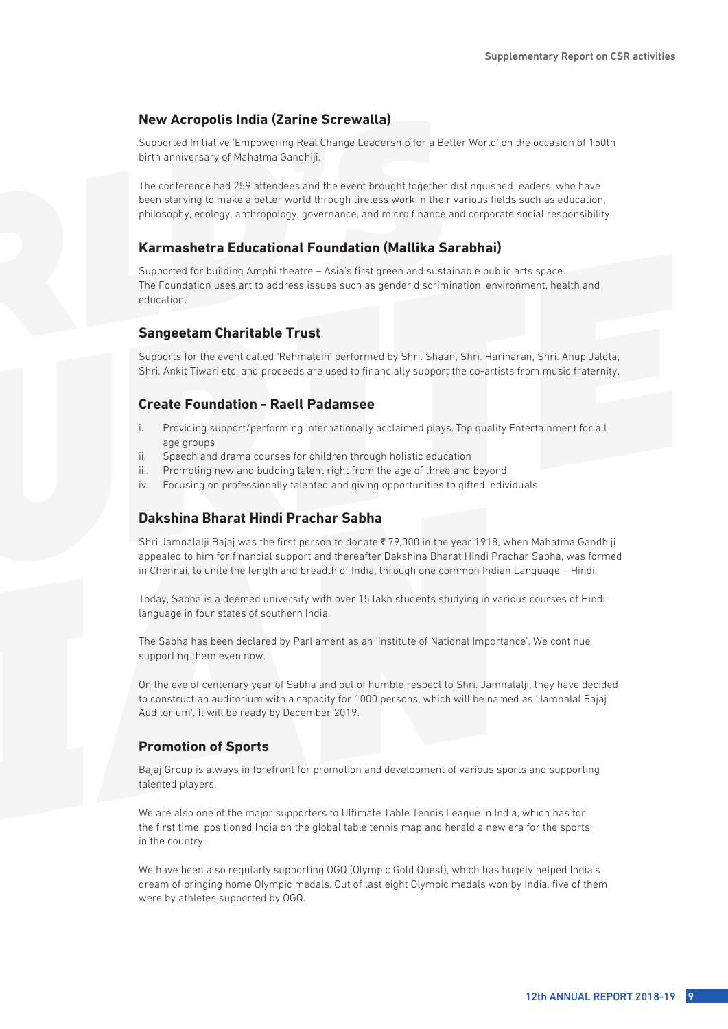### New Acropolis India (Zarine Screwalla)

Supported Initiative 'Empowering Real Change Leadership for a Better World' on the occasion of 150th birth anniversary of Mahatma Gandhiji.

The conference had 259 attendees and the event brought together distinguished leaders, who have been starving to make a better world through tireless work in their various fields such as education, philosophy, ecology, anthropology, governance, and micro finance and corporate social responsibility.

### Karmashetra Educational Foundation (Mallika Sarabhai)

Supported for building Amphi theatre – Asia's first green and sustainable public arts space. The Foundation uses art to address issues such as gender discrimination, environment, health and education.

### Sangeetam Charitable Trust

Supports for the event called 'Rehmatein' performed by Shri. Shaan, Shri. Hariharan, Shri. Anup Jalota, Shri. Ankit Tiwari etc. and proceeds are used to financially support the co-artists from music fraternity.

### Create Foundation - Raell Padamsee

i. Providing support/performing internationally acclaimed plays. Top quality Entertainment for all age groups
ii. Speech and drama courses for children through holistic education
iii. Promoting new and budding talent right from the age of three and beyond.
iv. Focusing on professionally talented and giving opportunities to gifted individuals.

### Dakshina Bharat Hindi Prachar Sabha

Shri Jamnalalji Bajaj was the first person to donate ₹ 79,000 in the year 1918, when Mahatma Gandhiji appealed to him for financial support and thereafter Dakshina Bharat Hindi Prachar Sabha, was formed in Chennai, to unite the length and breadth of India, through one common Indian Language – Hindi.

Today, Sabha is a deemed university with over 15 lakh students studying in various courses of Hindi language in four states of southern India.

The Sabha has been declared by Parliament as an 'Institute of National Importance'. We continue supporting them even now.

On the eve of centenary year of Sabha and out of humble respect to Shri. Jamnalalji, they have decided to construct an auditorium with a capacity for 1000 persons, which will be named as 'Jamnalal Bajaj Auditorium'. It will be ready by December 2019.

### Promotion of Sports

Bajaj Group is always in forefront for promotion and development of various sports and supporting talented players.

We are also one of the major supporters to Ultimate Table Tennis League in India, which has for the first time, positioned India on the global table tennis map and herald a new era for the sports in the country.

We have been also regularly supporting OGQ (Olympic Gold Quest), which has hugely helped India's dream of bringing home Olympic medals. Out of last eight Olympic medals won by India, five of them were by athletes supported by OGQ.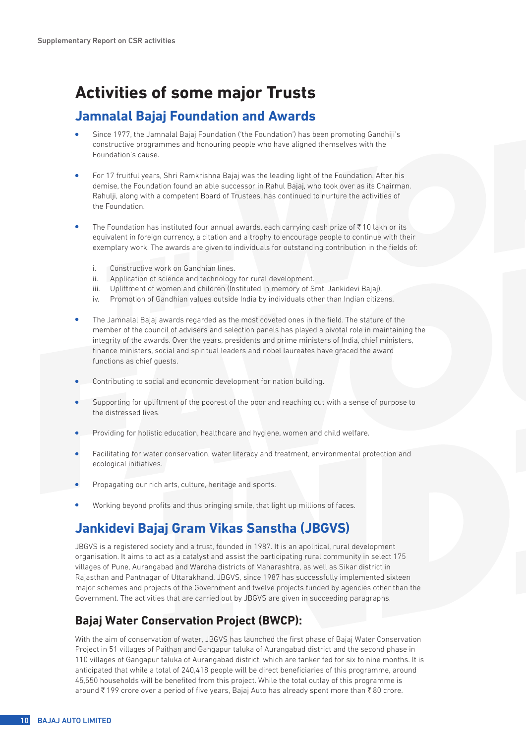# Activities of some major Trusts

## Jamnalal Bajaj Foundation and Awards

- Since 1977, the Jamnalal Bajaj Foundation ('the Foundation') has been promoting Gandhiji's constructive programmes and honouring people who have aligned themselves with the Foundation's cause.
- For 17 fruitful years, Shri Ramkrishna Bajaj was the leading light of the Foundation. After his demise, the Foundation found an able successor in Rahul Bajaj, who took over as its Chairman. Rahulji, along with a competent Board of Trustees, has continued to nurture the activities of the Foundation.
- The Foundation has instituted four annual awards, each carrying cash prize of ₹ 10 lakh or its equivalent in foreign currency, a citation and a trophy to encourage people to continue with their exemplary work. The awards are given to individuals for outstanding contribution in the fields of:

   i. Constructive work on Gandhian lines.
   ii. Application of science and technology for rural development.
   iii. Upliftment of women and children (Instituted in memory of Smt. Jankidevi Bajaj).
   iv. Promotion of Gandhian values outside India by individuals other than Indian citizens.

- The Jamnalal Bajaj awards regarded as the most coveted ones in the field. The stature of the member of the council of advisers and selection panels has played a pivotal role in maintaining the integrity of the awards. Over the years, presidents and prime ministers of India, chief ministers, finance ministers, social and spiritual leaders and nobel laureates have graced the award functions as chief guests.
- Contributing to social and economic development for nation building.
- Supporting for upliftment of the poorest of the poor and reaching out with a sense of purpose to the distressed lives.
- Providing for holistic education, healthcare and hygiene, women and child welfare.
- Facilitating for water conservation, water literacy and treatment, environmental protection and ecological initiatives.
- Propagating our rich arts, culture, heritage and sports.
- Working beyond profits and thus bringing smile, that light up millions of faces.

## Jankidevi Bajaj Gram Vikas Sanstha (JBGVS)

JBGVS is a registered society and a trust, founded in 1987. It is an apolitical, rural development organisation. It aims to act as a catalyst and assist the participating rural community in select 175 villages of Pune, Aurangabad and Wardha districts of Maharashtra, as well as Sikar district in Rajasthan and Pantnagar of Uttarakhand. JBGVS, since 1987 has successfully implemented sixteen major schemes and projects of the Government and twelve projects funded by agencies other than the Government. The activities that are carried out by JBGVS are given in succeeding paragraphs.

### Bajaj Water Conservation Project (BWCP):

With the aim of conservation of water, JBGVS has launched the first phase of Bajaj Water Conservation Project in 51 villages of Paithan and Gangapur taluka of Aurangabad district and the second phase in 110 villages of Gangapur taluka of Aurangabad district, which are tanker fed for six to nine months. It is anticipated that while a total of 240,418 people will be direct beneficiaries of this programme, around 45,550 households will be benefited from this project. While the total outlay of this programme is around ₹ 199 crore over a period of five years, Bajaj Auto has already spent more than ₹ 80 crore.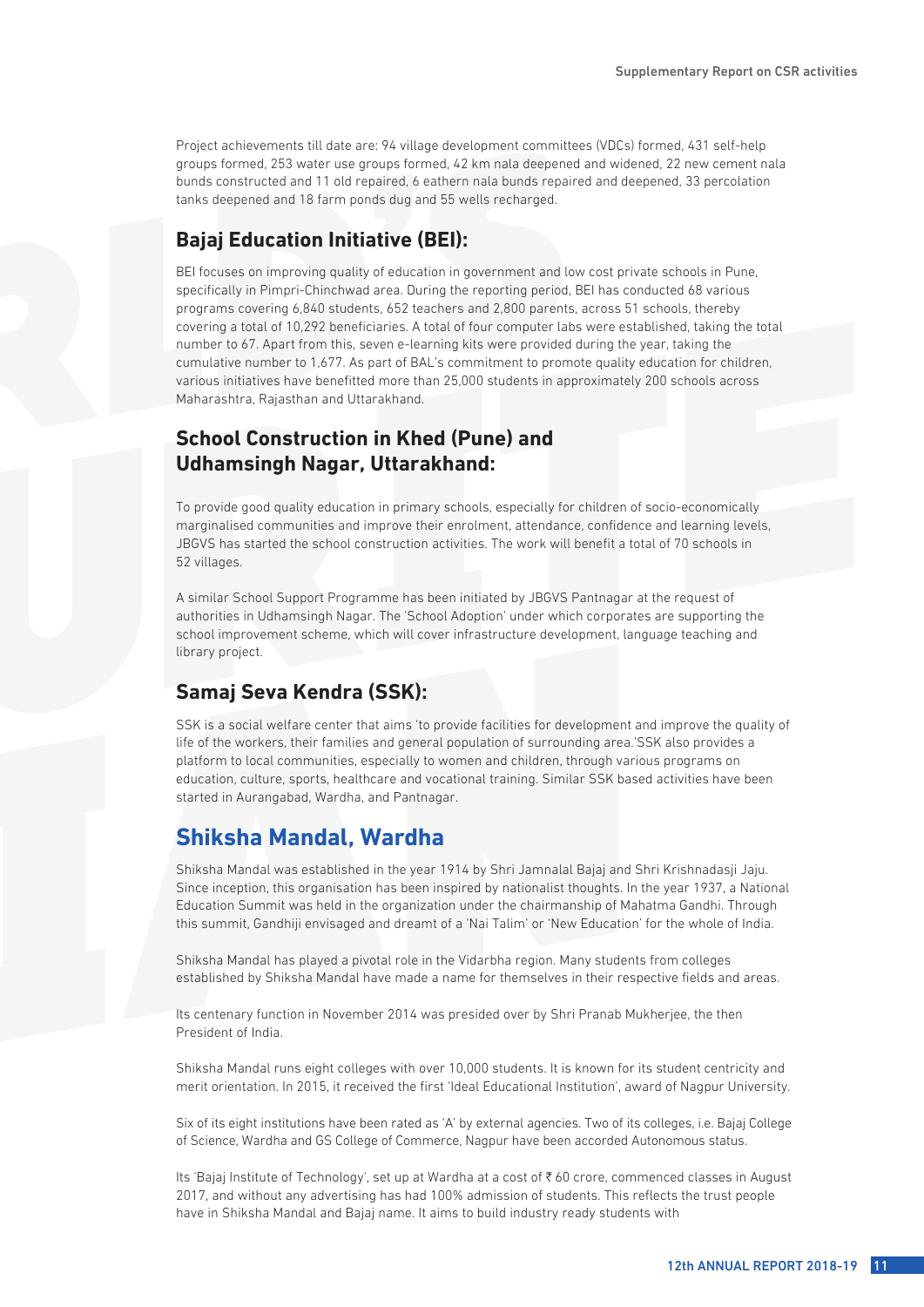Project achievements till date are: 94 village development committees (VDCs) formed, 431 self-help groups formed, 253 water use groups formed, 42 km nala deepened and widened, 22 new cement nala bunds constructed and 11 old repaired, 6 eathern nala bunds repaired and deepened, 33 percolation tanks deepened and 18 farm ponds dug and 55 wells recharged.

### Bajaj Education Initiative (BEI):

BEI focuses on improving quality of education in government and low cost private schools in Pune, specifically in Pimpri-Chinchwad area. During the reporting period, BEI has conducted 68 various programs covering 6,840 students, 652 teachers and 2,800 parents, across 51 schools, thereby covering a total of 10,292 beneficiaries. A total of four computer labs were established, taking the total number to 67. Apart from this, seven e-learning kits were provided during the year, taking the cumulative number to 1,677. As part of BAL's commitment to promote quality education for children, various initiatives have benefitted more than 25,000 students in approximately 200 schools across Maharashtra, Rajasthan and Uttarakhand.

### School Construction in Khed (Pune) and Udhamsingh Nagar, Uttarakhand:

To provide good quality education in primary schools, especially for children of socio-economically marginalised communities and improve their enrolment, attendance, confidence and learning levels, JBGVS has started the school construction activities. The work will benefit a total of 70 schools in 52 villages.

A similar School Support Programme has been initiated by JBGVS Pantnagar at the request of authorities in Udhamsingh Nagar. The 'School Adoption' under which corporates are supporting the school improvement scheme, which will cover infrastructure development, language teaching and library project.

### Samaj Seva Kendra (SSK):

SSK is a social welfare center that aims 'to provide facilities for development and improve the quality of life of the workers, their families and general population of surrounding area.'SSK also provides a platform to local communities, especially to women and children, through various programs on education, culture, sports, healthcare and vocational training. Similar SSK based activities have been started in Aurangabad, Wardha, and Pantnagar.

## Shiksha Mandal, Wardha

Shiksha Mandal was established in the year 1914 by Shri Jamnalal Bajaj and Shri Krishnadasji Jaju. Since inception, this organisation has been inspired by nationalist thoughts. In the year 1937, a National Education Summit was held in the organization under the chairmanship of Mahatma Gandhi. Through this summit, Gandhiji envisaged and dreamt of a 'Nai Talim' or 'New Education' for the whole of India.

Shiksha Mandal has played a pivotal role in the Vidarbha region. Many students from colleges established by Shiksha Mandal have made a name for themselves in their respective fields and areas.

Its centenary function in November 2014 was presided over by Shri Pranab Mukherjee, the then President of India.

Shiksha Mandal runs eight colleges with over 10,000 students. It is known for its student centricity and merit orientation. In 2015, it received the first 'Ideal Educational Institution', award of Nagpur University.

Six of its eight institutions have been rated as 'A' by external agencies. Two of its colleges, i.e. Bajaj College of Science, Wardha and GS College of Commerce, Nagpur have been accorded Autonomous status.

Its 'Bajaj Institute of Technology', set up at Wardha at a cost of ₹ 60 crore, commenced classes in August 2017, and without any advertising has had 100% admission of students. This reflects the trust people have in Shiksha Mandal and Bajaj name. It aims to build industry ready students with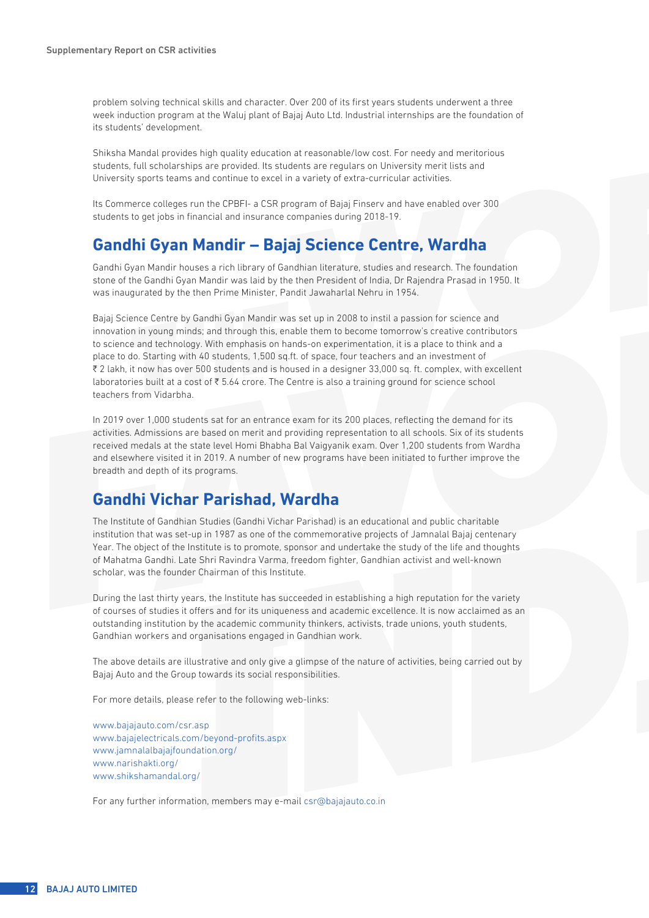problem solving technical skills and character. Over 200 of its first years students underwent a three week induction program at the Waluj plant of Bajaj Auto Ltd. Industrial internships are the foundation of its students' development.

Shiksha Mandal provides high quality education at reasonable/low cost. For needy and meritorious students, full scholarships are provided. Its students are regulars on University merit lists and University sports teams and continue to excel in a variety of extra-curricular activities.

Its Commerce colleges run the CPBFI- a CSR program of Bajaj Finserv and have enabled over 300 students to get jobs in financial and insurance companies during 2018-19.

## Gandhi Gyan Mandir – Bajaj Science Centre, Wardha

Gandhi Gyan Mandir houses a rich library of Gandhian literature, studies and research. The foundation stone of the Gandhi Gyan Mandir was laid by the then President of India, Dr Rajendra Prasad in 1950. It was inaugurated by the then Prime Minister, Pandit Jawaharlal Nehru in 1954.

Bajaj Science Centre by Gandhi Gyan Mandir was set up in 2008 to instil a passion for science and innovation in young minds; and through this, enable them to become tomorrow's creative contributors to science and technology. With emphasis on hands-on experimentation, it is a place to think and a place to do. Starting with 40 students, 1,500 sq.ft. of space, four teachers and an investment of ₹ 2 lakh, it now has over 500 students and is housed in a designer 33,000 sq. ft. complex, with excellent laboratories built at a cost of ₹ 5.64 crore. The Centre is also a training ground for science school teachers from Vidarbha.

In 2019 over 1,000 students sat for an entrance exam for its 200 places, reflecting the demand for its activities. Admissions are based on merit and providing representation to all schools. Six of its students received medals at the state level Homi Bhabha Bal Vaigyanik exam. Over 1,200 students from Wardha and elsewhere visited it in 2019. A number of new programs have been initiated to further improve the breadth and depth of its programs.

## Gandhi Vichar Parishad, Wardha

The Institute of Gandhian Studies (Gandhi Vichar Parishad) is an educational and public charitable institution that was set-up in 1987 as one of the commemorative projects of Jamnalal Bajaj centenary Year. The object of the Institute is to promote, sponsor and undertake the study of the life and thoughts of Mahatma Gandhi. Late Shri Ravindra Varma, freedom fighter, Gandhian activist and well-known scholar, was the founder Chairman of this Institute.

During the last thirty years, the Institute has succeeded in establishing a high reputation for the variety of courses of studies it offers and for its uniqueness and academic excellence. It is now acclaimed as an outstanding institution by the academic community thinkers, activists, trade unions, youth students, Gandhian workers and organisations engaged in Gandhian work.

The above details are illustrative and only give a glimpse of the nature of activities, being carried out by Bajaj Auto and the Group towards its social responsibilities.

For more details, please refer to the following web-links:

www.bajajauto.com/csr.asp
www.bajajelectricals.com/beyond-profits.aspx
www.jamnalalbajajfoundation.org/
www.narishakti.org/
www.shikshamandal.org/

For any further information, members may e-mail csr@bajajauto.co.in